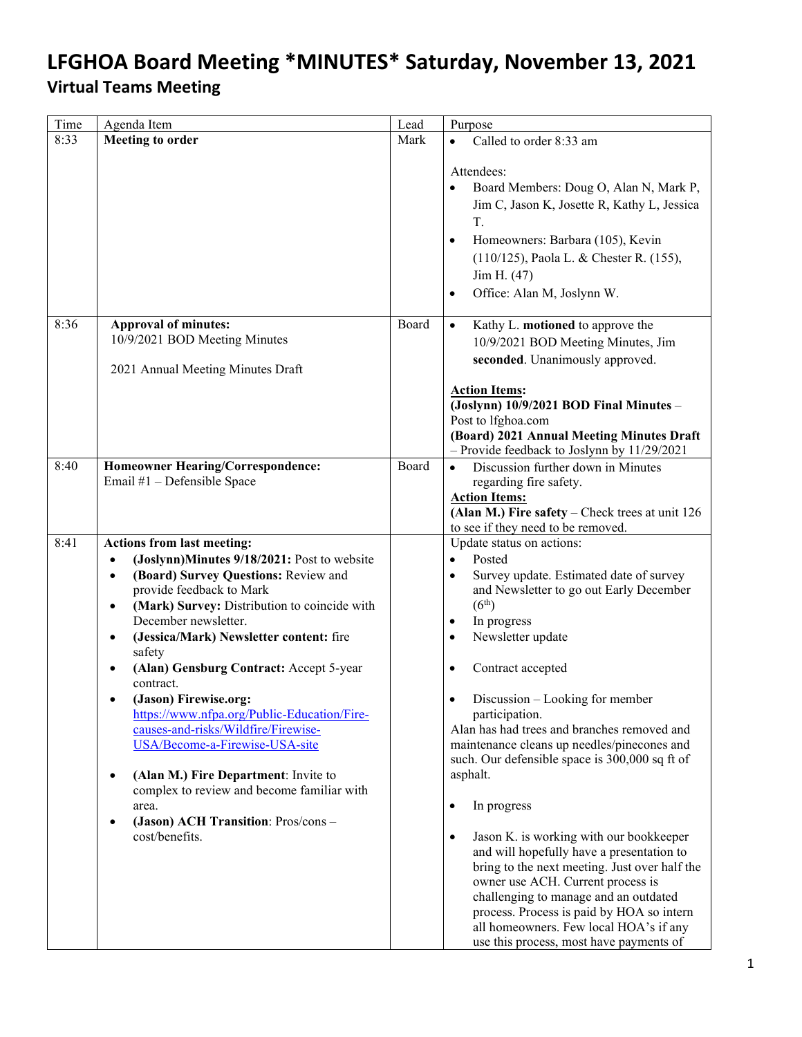# LFGHOA Board Meeting \*MINUTES\* Saturday, November 13, 2021

## Virtual Teams Meeting

| Time | Agenda Item | Lead | Purpose |
|---|---|---|---|
| 8:33 | **Meeting to order** | Mark | • Called to order 8:33 am<br><br>Attendees:<br>• Board Members: Doug O, Alan N, Mark P, Jim C, Jason K, Josette R, Kathy L, Jessica T.<br>• Homeowners: Barbara (105), Kevin (110/125), Paola L. & Chester R. (155), Jim H. (47)<br>• Office: Alan M, Joslynn W. |
| 8:36 | **Approval of minutes:**<br>10/9/2021 BOD Meeting Minutes<br><br>2021 Annual Meeting Minutes Draft | Board | • Kathy L. **motioned** to approve the 10/9/2021 BOD Meeting Minutes, Jim **seconded**. Unanimously approved.<br><br>**Action Items:**<br>**(Joslynn) 10/9/2021 BOD Final Minutes** – Post to lfghoa.com<br>**(Board) 2021 Annual Meeting Minutes Draft** – Provide feedback to Joslynn by 11/29/2021 |
| 8:40 | **Homeowner Hearing/Correspondence:**<br>Email #1 – Defensible Space | Board | • Discussion further down in Minutes regarding fire safety.<br>**Action Items:**<br>**(Alan M.) Fire safety** – Check trees at unit 126 to see if they need to be removed. |
| 8:41 | **Actions from last meeting:**<br>• **(Joslynn)Minutes 9/18/2021:** Post to website<br>• **(Board) Survey Questions:** Review and provide feedback to Mark<br>• **(Mark) Survey:** Distribution to coincide with December newsletter.<br>• **(Jessica/Mark) Newsletter content:** fire safety<br>• **(Alan) Gensburg Contract:** Accept 5-year contract.<br>• **(Jason) Firewise.org:** [https://www.nfpa.org/Public-Education/Fire-causes-and-risks/Wildfire/Firewise-USA/Become-a-Firewise-USA-site](https://www.nfpa.org/Public-Education/Fire-causes-and-risks/Wildfire/Firewise-USA/Become-a-Firewise-USA-site)<br>• **(Alan M.) Fire Department**: Invite to complex to review and become familiar with area.<br>• **(Jason) ACH Transition**: Pros/cons – cost/benefits. | | Update status on actions:<br>• Posted<br>• Survey update. Estimated date of survey and Newsletter to go out Early December (6th)<br>• In progress<br>• Newsletter update<br><br>• Contract accepted<br><br>• Discussion – Looking for member participation.<br>Alan has had trees and branches removed and maintenance cleans up needles/pinecones and such. Our defensible space is 300,000 sq ft of asphalt.<br><br>• In progress<br><br>• Jason K. is working with our bookkeeper and will hopefully have a presentation to bring to the next meeting. Just over half the owner use ACH. Current process is challenging to manage and an outdated process. Process is paid by HOA so intern all homeowners. Few local HOA's if any use this process, most have payments of |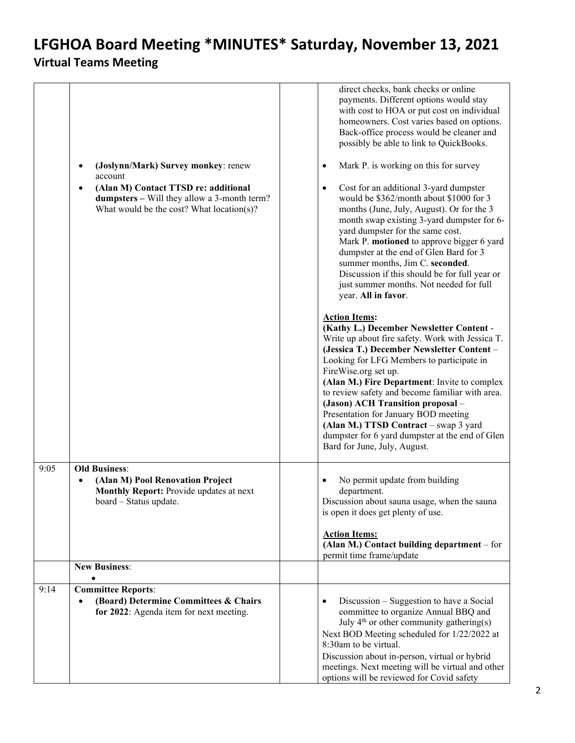# LFGHOA Board Meeting *MINUTES* Saturday, November 13, 2021

## Virtual Teams Meeting

| | | | |
|---|---|---|---|
| | <ul><li>**(Joslynn/Mark) Survey monkey**: renew account</li><li>**(Alan M) Contact TTSD re: additional dumpsters –** Will they allow a 3-month term? What would be the cost? What location(s)?</li></ul> | | direct checks, bank checks or online payments. Different options would stay with cost to HOA or put cost on individual homeowners. Cost varies based on options. Back-office process would be cleaner and possibly be able to link to QuickBooks.<br><br><ul><li>Mark P. is working on this for survey</li><li>Cost for an additional 3-yard dumpster would be $362/month about $1000 for 3 months (June, July, August). Or for the 3 month swap existing 3-yard dumpster for 6-yard dumpster for the same cost. Mark P. **motioned** to approve bigger 6 yard dumpster at the end of Glen Bard for 3 summer months, Jim C. **seconded**. Discussion if this should be for full year or just summer months. Not needed for full year. **All in favor**.</li></ul><br>**<u>Action Items:</u>**<br>**(Kathy L.) December Newsletter Content** - Write up about fire safety. Work with Jessica T.<br>**(Jessica T.) December Newsletter Content** – Looking for LFG Members to participate in FireWise.org set up.<br>**(Alan M.) Fire Department**: Invite to complex to review safety and become familiar with area.<br>**(Jason) ACH Transition proposal** – Presentation for January BOD meeting<br>**(Alan M.) TTSD Contract** – swap 3 yard dumpster for 6 yard dumpster at the end of Glen Bard for June, July, August. |
| 9:05 | **Old Business**:<ul><li>**(Alan M) Pool Renovation Project Monthly Report:** Provide updates at next board – Status update.</li></ul> | | <ul><li>No permit update from building department.</li></ul>Discussion about sauna usage, when the sauna is open it does get plenty of use.<br><br>**<u>Action Items:</u>**<br>**(Alan M.) Contact building department** – for permit time frame/update |
| | **New Business**:<ul><li></li></ul> | | |
| 9:14 | **Committee Reports**:<ul><li>**(Board) Determine Committees & Chairs for 2022**: Agenda item for next meeting.</li></ul> | | <ul><li>Discussion – Suggestion to have a Social committee to organize Annual BBQ and July 4th or other community gathering(s)</li></ul>Next BOD Meeting scheduled for 1/22/2022 at 8:30am to be virtual.<br>Discussion about in-person, virtual or hybrid meetings. Next meeting will be virtual and other options will be reviewed for Covid safety |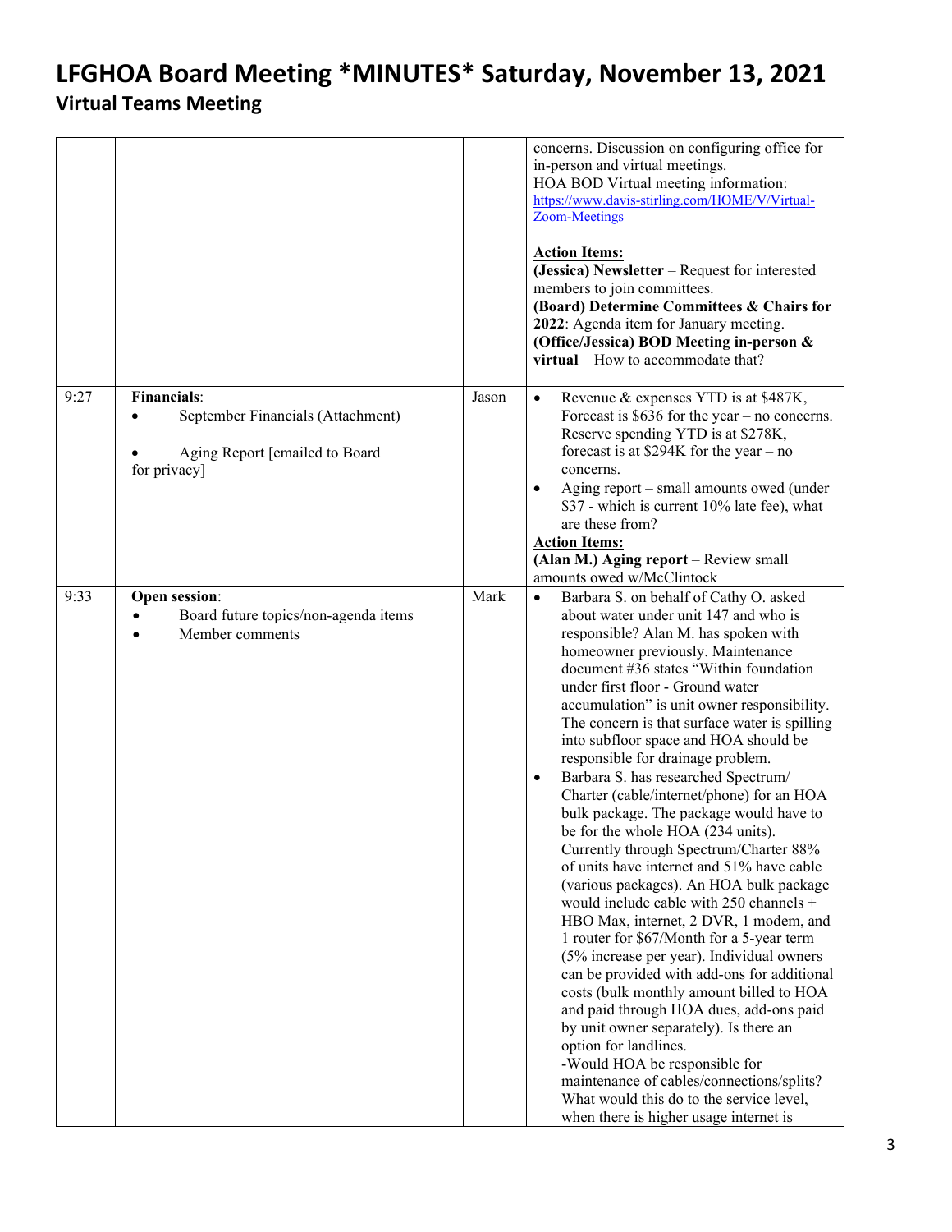# LFGHOA Board Meeting *MINUTES* Saturday, November 13, 2021

## Virtual Teams Meeting

| | | | |
|---|---|---|---|
| | | | concerns. Discussion on configuring office for in-person and virtual meetings.<br>HOA BOD Virtual meeting information: https://www.davis-stirling.com/HOME/V/Virtual-Zoom-Meetings<br><br>**Action Items:**<br>**(Jessica) Newsletter** – Request for interested members to join committees.<br>**(Board) Determine Committees & Chairs for 2022**: Agenda item for January meeting.<br>**(Office/Jessica) BOD Meeting in-person & virtual** – How to accommodate that? |
| 9:27 | **Financials**:<br>• September Financials (Attachment)<br>• Aging Report [emailed to Board for privacy] | Jason | • Revenue & expenses YTD is at $487K, Forecast is $636 for the year – no concerns. Reserve spending YTD is at $278K, forecast is at $294K for the year – no concerns.<br>• Aging report – small amounts owed (under $37 - which is current 10% late fee), what are these from?<br>**Action Items:**<br>**(Alan M.) Aging report** – Review small amounts owed w/McClintock |
| 9:33 | **Open session**:<br>• Board future topics/non-agenda items<br>• Member comments | Mark | • Barbara S. on behalf of Cathy O. asked about water under unit 147 and who is responsible? Alan M. has spoken with homeowner previously. Maintenance document #36 states "Within foundation under first floor - Ground water accumulation" is unit owner responsibility. The concern is that surface water is spilling into subfloor space and HOA should be responsible for drainage problem.<br>• Barbara S. has researched Spectrum/ Charter (cable/internet/phone) for an HOA bulk package. The package would have to be for the whole HOA (234 units). Currently through Spectrum/Charter 88% of units have internet and 51% have cable (various packages). An HOA bulk package would include cable with 250 channels + HBO Max, internet, 2 DVR, 1 modem, and 1 router for $67/Month for a 5-year term (5% increase per year). Individual owners can be provided with add-ons for additional costs (bulk monthly amount billed to HOA and paid through HOA dues, add-ons paid by unit owner separately). Is there an option for landlines.<br>-Would HOA be responsible for maintenance of cables/connections/splits? What would this do to the service level, when there is higher usage internet is |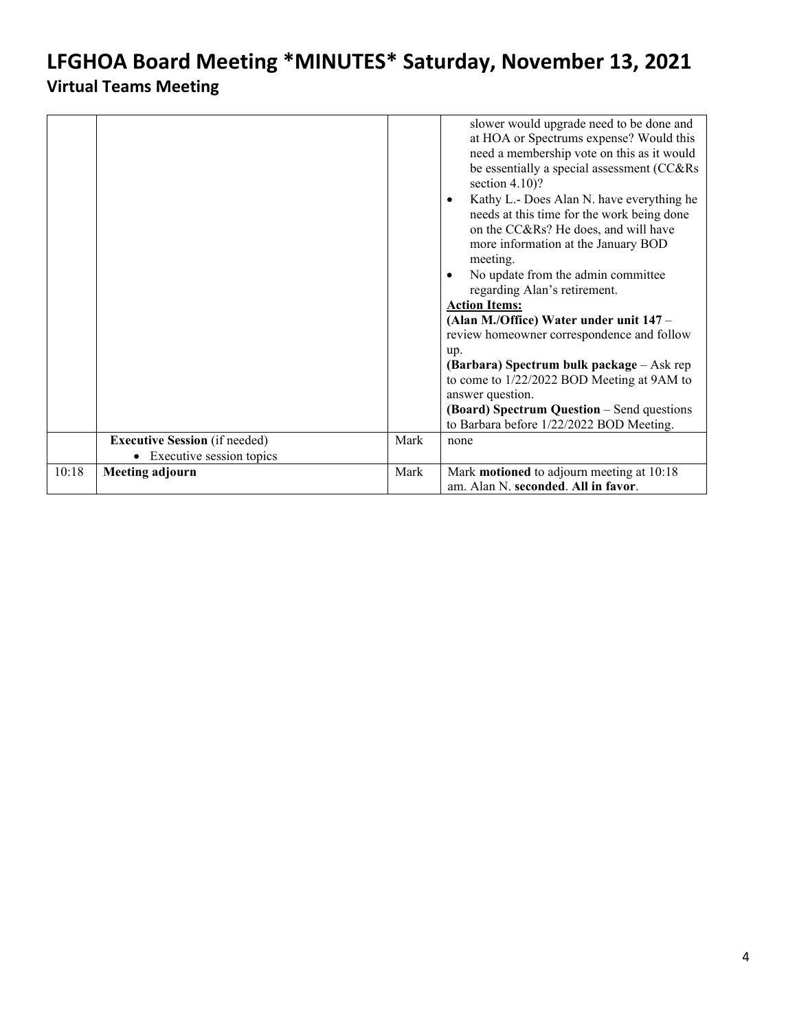# LFGHOA Board Meeting *MINUTES* Saturday, November 13, 2021

## Virtual Teams Meeting

| | | | |
|---|---|---|---|
| | | | slower would upgrade need to be done and at HOA or Spectrums expense? Would this need a membership vote on this as it would be essentially a special assessment (CC&Rs section 4.10)?<br>• Kathy L.- Does Alan N. have everything he needs at this time for the work being done on the CC&Rs? He does, and will have more information at the January BOD meeting.<br>• No update from the admin committee regarding Alan's retirement.<br>**Action Items:**<br>**(Alan M./Office) Water under unit 147** – review homeowner correspondence and follow up.<br>**(Barbara) Spectrum bulk package** – Ask rep to come to 1/22/2022 BOD Meeting at 9AM to answer question.<br>**(Board) Spectrum Question** – Send questions to Barbara before 1/22/2022 BOD Meeting. |
| | **Executive Session** (if needed)<br>• Executive session topics | Mark | none |
| 10:18 | **Meeting adjourn** | Mark | Mark **motioned** to adjourn meeting at 10:18 am. Alan N. **seconded**. **All in favor**. |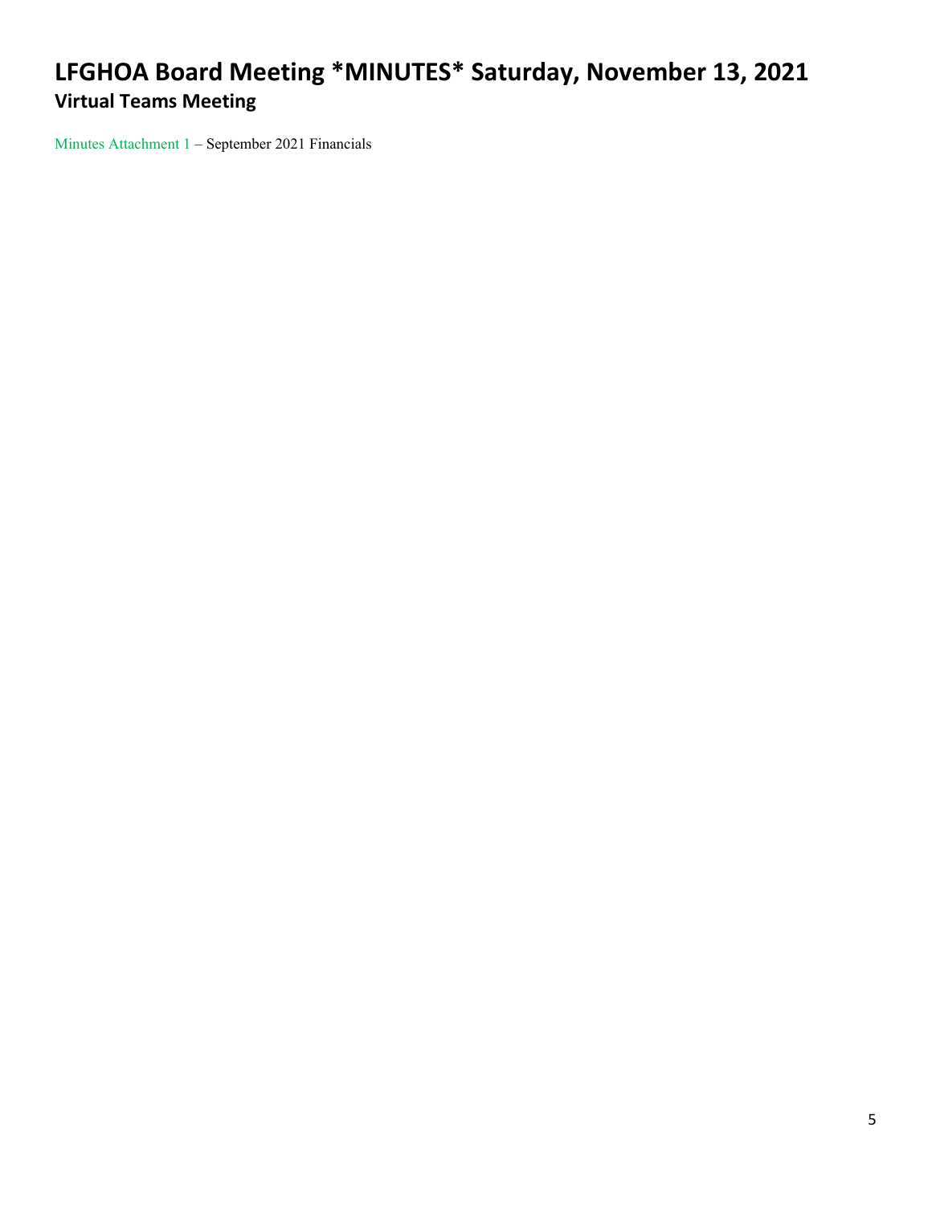# LFGHOA Board Meeting *MINUTES* Saturday, November 13, 2021

## Virtual Teams Meeting

Minutes Attachment 1 – September 2021 Financials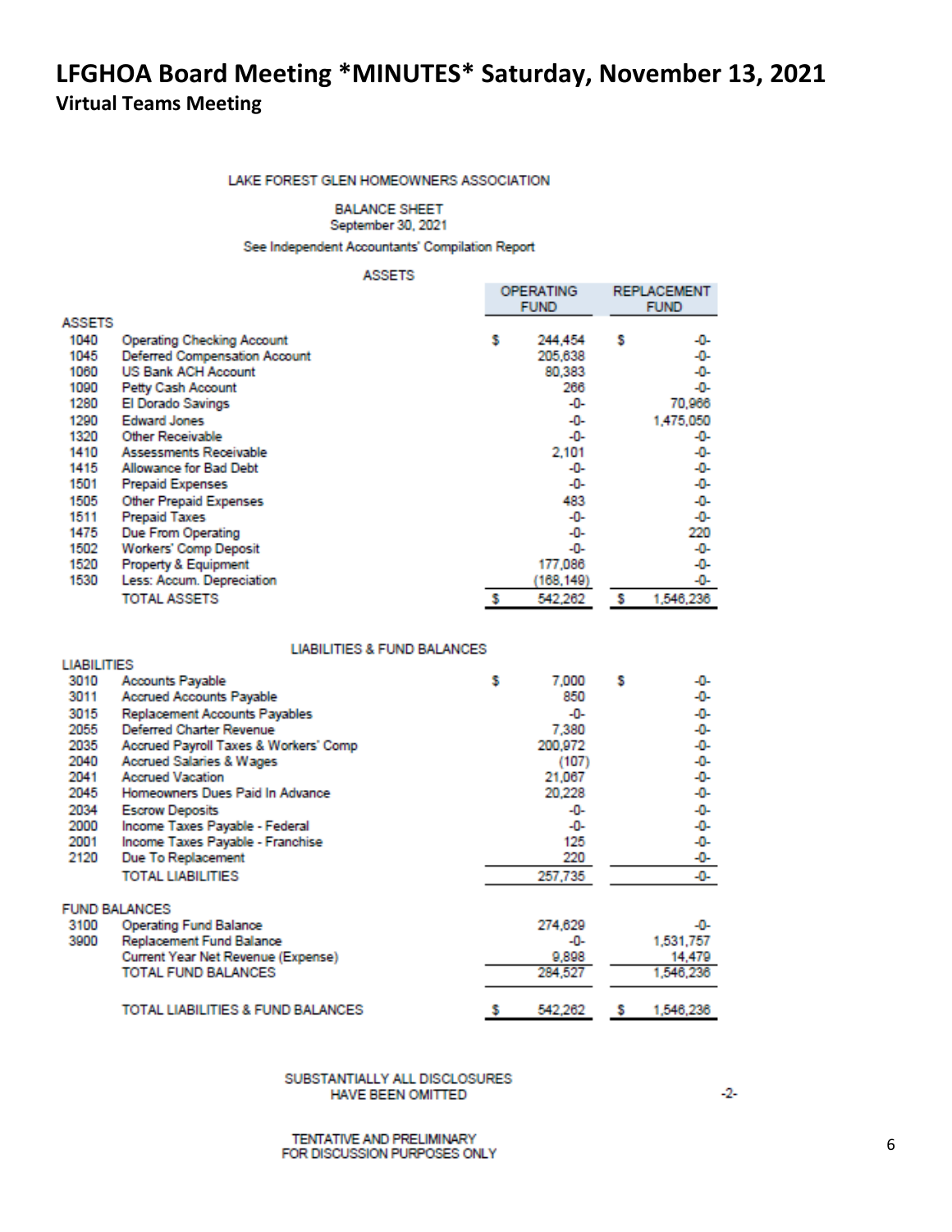# LFGHOA Board Meeting *MINUTES* Saturday, November 13, 2021

**Virtual Teams Meeting**

LAKE FOREST GLEN HOMEOWNERS ASSOCIATION

BALANCE SHEET
September 30, 2021

See Independent Accountants' Compilation Report

ASSETS

| | | OPERATING FUND | REPLACEMENT FUND |
|---|---|---|---|
| **ASSETS** | | | |
| 1040 | Operating Checking Account | $ 244,454 | $ -0- |
| 1045 | Deferred Compensation Account | 205,638 | -0- |
| 1060 | US Bank ACH Account | 80,383 | -0- |
| 1090 | Petty Cash Account | 266 | -0- |
| 1280 | El Dorado Savings | -0- | 70,966 |
| 1290 | Edward Jones | -0- | 1,475,050 |
| 1320 | Other Receivable | -0- | -0- |
| 1410 | Assessments Receivable | 2,101 | -0- |
| 1415 | Allowance for Bad Debt | -0- | -0- |
| 1501 | Prepaid Expenses | -0- | -0- |
| 1505 | Other Prepaid Expenses | 483 | -0- |
| 1511 | Prepaid Taxes | -0- | -0- |
| 1475 | Due From Operating | -0- | 220 |
| 1502 | Workers' Comp Deposit | -0- | -0- |
| 1520 | Property & Equipment | 177,086 | -0- |
| 1530 | Less: Accum. Depreciation | (168,149) | -0- |
| | TOTAL ASSETS | $ 542,262 | $ 1,546,236 |

LIABILITIES & FUND BALANCES

| | | OPERATING FUND | REPLACEMENT FUND |
|---|---|---|---|
| **LIABILITIES** | | | |
| 3010 | Accounts Payable | $ 7,000 | $ -0- |
| 3011 | Accrued Accounts Payable | 850 | -0- |
| 3015 | Replacement Accounts Payables | -0- | -0- |
| 2055 | Deferred Charter Revenue | 7,380 | -0- |
| 2035 | Accrued Payroll Taxes & Workers' Comp | 200,972 | -0- |
| 2040 | Accrued Salaries & Wages | (107) | -0- |
| 2041 | Accrued Vacation | 21,067 | -0- |
| 2045 | Homeowners Dues Paid In Advance | 20,228 | -0- |
| 2034 | Escrow Deposits | -0- | -0- |
| 2000 | Income Taxes Payable - Federal | -0- | -0- |
| 2001 | Income Taxes Payable - Franchise | 125 | -0- |
| 2120 | Due To Replacement | 220 | -0- |
| | TOTAL LIABILITIES | 257,735 | -0- |
| **FUND BALANCES** | | | |
| 3100 | Operating Fund Balance | 274,629 | -0- |
| 3900 | Replacement Fund Balance | -0- | 1,531,757 |
| | Current Year Net Revenue (Expense) | 9,898 | 14,479 |
| | TOTAL FUND BALANCES | 284,527 | 1,546,236 |
| | TOTAL LIABILITIES & FUND BALANCES | $ 542,262 | $ 1,546,236 |

SUBSTANTIALLY ALL DISCLOSURES HAVE BEEN OMITTED

-2-

TENTATIVE AND PRELIMINARY FOR DISCUSSION PURPOSES ONLY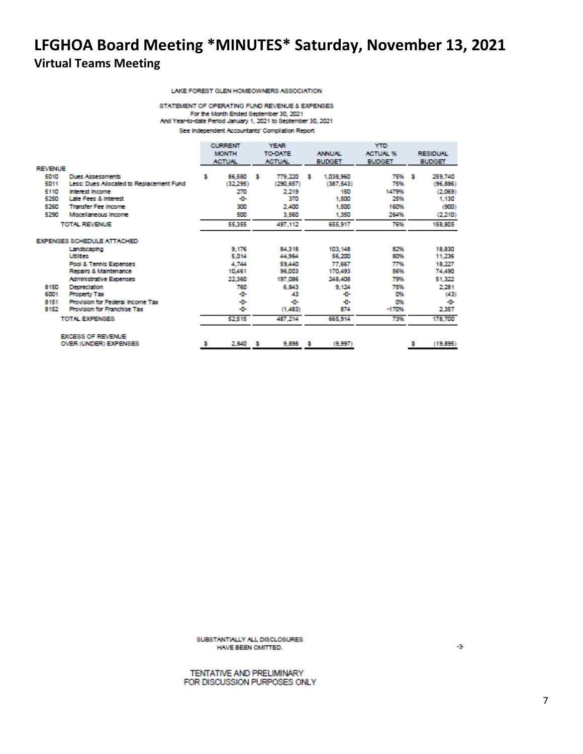# LFGHOA Board Meeting *MINUTES* Saturday, November 13, 2021

## Virtual Teams Meeting

LAKE FOREST GLEN HOMEOWNERS ASSOCIATION

STATEMENT OF OPERATING FUND REVENUE & EXPENSES
For the Month Ended September 30, 2021
And Year-to-date Period January 1, 2021 to September 30, 2021
See Independent Accountants' Compilation Report

| | | CURRENT MONTH ACTUAL | YEAR TO-DATE ACTUAL | ANNUAL BUDGET | YTD ACTUAL % BUDGET | RESIDUAL BUDGET |
|---|---|---|---|---|---|---|
| **REVENUE** | | | | | | |
| 5010 | Dues Assessments | $ 86,580 | $ 779,220 | $ 1,038,960 | 75% | $ 259,740 |
| 5011 | Less: Dues Allocated to Replacement Fund | (32,295) | (290,657) | (387,543) | 75% | (96,886) |
| 5110 | Interest Income | 270 | 2,219 | 150 | 1479% | (2,069) |
| 5250 | Late Fees & Interest | -0- | 370 | 1,500 | 25% | 1,130 |
| 5260 | Transfer Fee Income | 300 | 2,400 | 1,500 | 160% | (900) |
| 5290 | Miscellaneous Income | 500 | 3,560 | 1,350 | 264% | (2,210) |
| | TOTAL REVENUE | 55,355 | 497,112 | 655,917 | 76% | 158,805 |
| **EXPENSES SCHEDULE ATTACHED** | | | | | | |
| | Landscaping | 9,176 | 84,318 | 103,148 | 82% | 18,830 |
| | Utilities | 5,014 | 44,964 | 56,200 | 80% | 11,236 |
| | Pool & Tennis Expenses | 4,744 | 59,440 | 77,667 | 77% | 18,227 |
| | Repairs & Maintenance | 10,461 | 96,003 | 170,493 | 56% | 74,490 |
| | Administrative Expenses | 22,360 | 197,086 | 248,408 | 79% | 51,322 |
| 8150 | Depreciation | 760 | 6,843 | 9,124 | 75% | 2,281 |
| 6001 | Property Tax | -0- | 43 | -0- | 0% | (43) |
| 8151 | Provision for Federal Income Tax | -0- | -0- | -0- | 0% | -0- |
| 8152 | Provision for Franchise Tax | -0- | (1,483) | 874 | -170% | 2,357 |
| | TOTAL EXPENSES | 52,515 | 487,214 | 665,914 | 73% | 178,700 |
| | EXCESS OF REVENUE OVER (UNDER) EXPENSES | $ 2,840 | $ 9,898 | $ (9,997) | | $ (19,895) |

SUBSTANTIALLY ALL DISCLOSURES HAVE BEEN OMITTED.

TENTATIVE AND PRELIMINARY
FOR DISCUSSION PURPOSES ONLY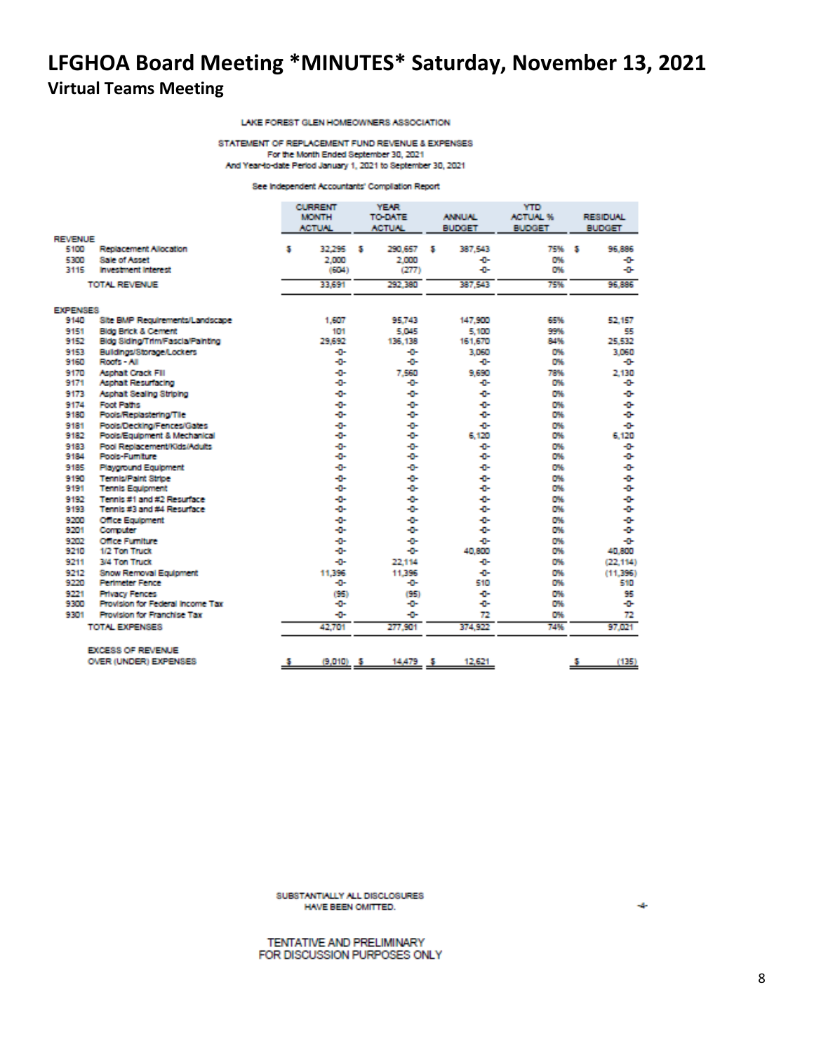# LFGHOA Board Meeting *MINUTES* Saturday, November 13, 2021

## Virtual Teams Meeting

LAKE FOREST GLEN HOMEOWNERS ASSOCIATION

STATEMENT OF REPLACEMENT FUND REVENUE & EXPENSES
For the Month Ended September 30, 2021
And Year-to-date Period January 1, 2021 to September 30, 2021

See Independent Accountants' Compilation Report

| | | CURRENT MONTH ACTUAL | YEAR TO-DATE ACTUAL | ANNUAL BUDGET | YTD ACTUAL % BUDGET | RESIDUAL BUDGET |
|---|---|---|---|---|---|---|
| **REVENUE** | | | | | | |
| 5100 | Replacement Allocation | $ 32,295 | $ 290,657 | $ 387,543 | 75% | $ 96,886 |
| 5300 | Sale of Asset | 2,000 | 2,000 | -0- | 0% | -0- |
| 3115 | Investment Interest | (604) | (277) | -0- | 0% | -0- |
| | TOTAL REVENUE | 33,691 | 292,380 | 387,543 | 75% | 96,886 |
| **EXPENSES** | | | | | | |
| 9140 | Site BMP Requirements/Landscape | 1,607 | 95,743 | 147,900 | 65% | 52,157 |
| 9151 | Bldg Brick & Cement | 101 | 5,045 | 5,100 | 99% | 55 |
| 9152 | Bldg Siding/Trim/Fascia/Painting | 29,692 | 136,138 | 161,670 | 84% | 25,532 |
| 9153 | Buildings/Storage/Lockers | -0- | -0- | 3,060 | 0% | 3,060 |
| 9160 | Roofs - All | -0- | -0- | -0- | 0% | -0- |
| 9170 | Asphalt Crack Fill | -0- | 7,560 | 9,690 | 78% | 2,130 |
| 9171 | Asphalt Resurfacing | -0- | -0- | -0- | 0% | -0- |
| 9173 | Asphalt Sealing Striping | -0- | -0- | -0- | 0% | -0- |
| 9174 | Foot Paths | -0- | -0- | -0- | 0% | -0- |
| 9180 | Pools/Replastering/Tile | -0- | -0- | -0- | 0% | -0- |
| 9181 | Pools/Decking/Fences/Gates | -0- | -0- | -0- | 0% | -0- |
| 9182 | Pools/Equipment & Mechanical | -0- | -0- | 6,120 | 0% | 6,120 |
| 9183 | Pool Replacement/Kids/Adults | -0- | -0- | -0- | 0% | -0- |
| 9184 | Pools-Furniture | -0- | -0- | -0- | 0% | -0- |
| 9185 | Playground Equipment | -0- | -0- | -0- | 0% | -0- |
| 9190 | Tennis/Paint Stripe | -0- | -0- | -0- | 0% | -0- |
| 9191 | Tennis Equipment | -0- | -0- | -0- | 0% | -0- |
| 9192 | Tennis #1 and #2 Resurface | -0- | -0- | -0- | 0% | -0- |
| 9193 | Tennis #3 and #4 Resurface | -0- | -0- | -0- | 0% | -0- |
| 9200 | Office Equipment | -0- | -0- | -0- | 0% | -0- |
| 9201 | Computer | -0- | -0- | -0- | 0% | -0- |
| 9202 | Office Furniture | -0- | -0- | -0- | 0% | -0- |
| 9210 | 1/2 Ton Truck | -0- | -0- | 40,800 | 0% | 40,800 |
| 9211 | 3/4 Ton Truck | -0- | 22,114 | -0- | 0% | (22,114) |
| 9212 | Snow Removal Equipment | 11,396 | 11,396 | -0- | 0% | (11,396) |
| 9220 | Perimeter Fence | -0- | -0- | 510 | 0% | 510 |
| 9221 | Privacy Fences | (95) | (95) | -0- | 0% | 95 |
| 9300 | Provision for Federal Income Tax | -0- | -0- | -0- | 0% | -0- |
| 9301 | Provision for Franchise Tax | -0- | -0- | 72 | 0% | 72 |
| | TOTAL EXPENSES | 42,701 | 277,901 | 374,922 | 74% | 97,021 |
| | EXCESS OF REVENUE OVER (UNDER) EXPENSES | $ (9,010) | $ 14,479 | $ 12,621 | | $ (135) |

SUBSTANTIALLY ALL DISCLOSURES HAVE BEEN OMITTED.

-4-

TENTATIVE AND PRELIMINARY
FOR DISCUSSION PURPOSES ONLY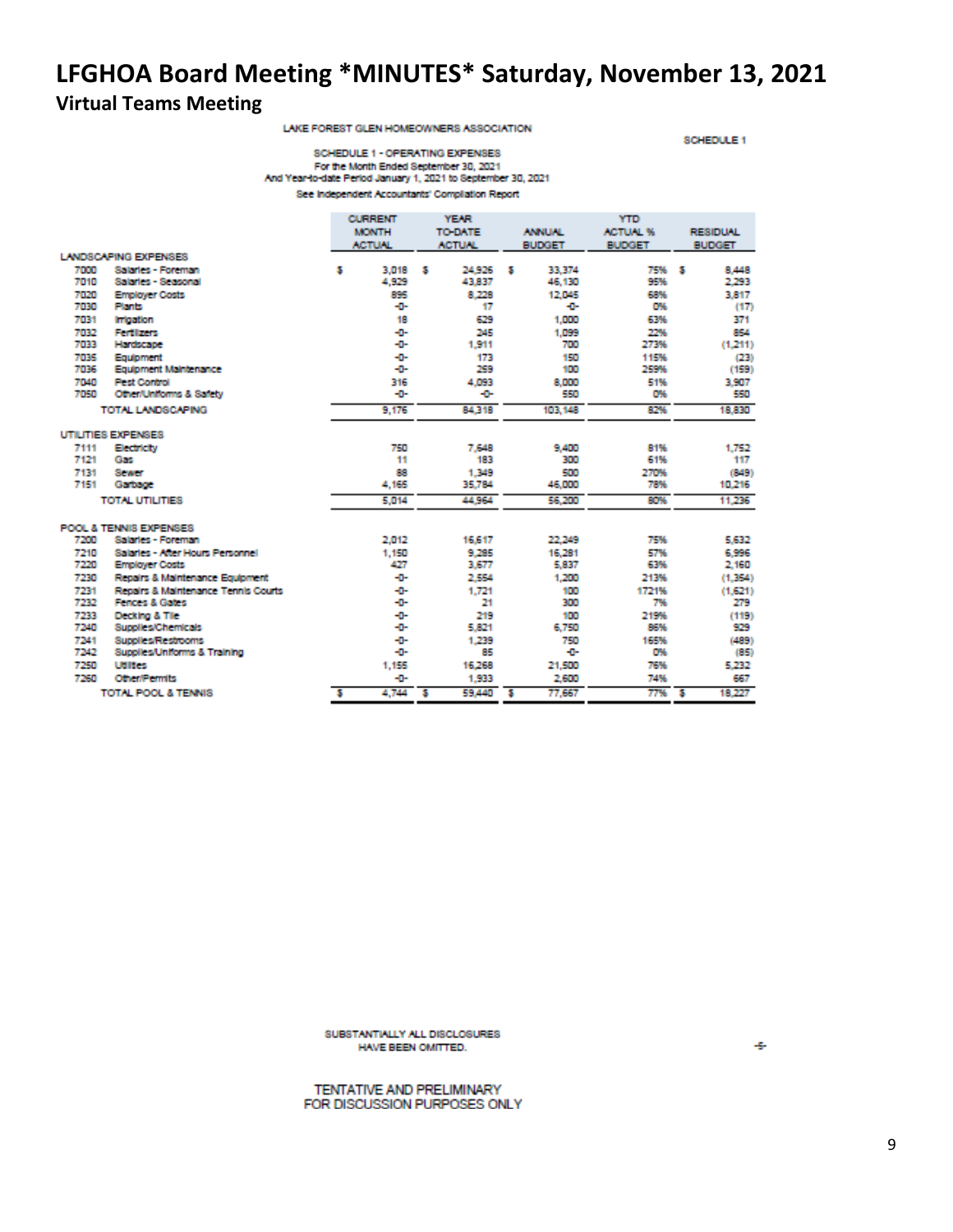# LFGHOA Board Meeting *MINUTES* Saturday, November 13, 2021

## Virtual Teams Meeting

LAKE FOREST GLEN HOMEOWNERS ASSOCIATION

SCHEDULE 1

SCHEDULE 1 - OPERATING EXPENSES
For the Month Ended September 30, 2021
And Year-to-date Period January 1, 2021 to September 30, 2021
See Independent Accountants' Compilation Report

| | | CURRENT MONTH ACTUAL | YEAR TO-DATE ACTUAL | ANNUAL BUDGET | YTD ACTUAL % BUDGET | RESIDUAL BUDGET |
|---|---|---|---|---|---|---|
| **LANDSCAPING EXPENSES** | | | | | | |
| 7000 | Salaries - Foreman | $ 3,018 | $ 24,926 | $ 33,374 | 75% | $ 8,448 |
| 7010 | Salaries - Seasonal | 4,929 | 43,837 | 46,130 | 95% | 2,293 |
| 7020 | Employer Costs | 895 | 8,228 | 12,045 | 68% | 3,817 |
| 7030 | Plants | -0- | 17 | -0- | 0% | (17) |
| 7031 | Irrigation | 18 | 629 | 1,000 | 63% | 371 |
| 7032 | Fertilizers | -0- | 245 | 1,099 | 22% | 854 |
| 7033 | Hardscape | -0- | 1,911 | 700 | 273% | (1,211) |
| 7035 | Equipment | -0- | 173 | 150 | 115% | (23) |
| 7036 | Equipment Maintenance | -0- | 259 | 100 | 259% | (159) |
| 7040 | Pest Control | 316 | 4,093 | 8,000 | 51% | 3,907 |
| 7050 | Other/Uniforms & Safety | -0- | -0- | 550 | 0% | 550 |
| | TOTAL LANDSCAPING | 9,176 | 84,318 | 103,148 | 82% | 18,830 |
| **UTILITIES EXPENSES** | | | | | | |
| 7111 | Electricity | 750 | 7,648 | 9,400 | 81% | 1,752 |
| 7121 | Gas | 11 | 183 | 300 | 61% | 117 |
| 7131 | Sewer | 88 | 1,349 | 500 | 270% | (849) |
| 7151 | Garbage | 4,165 | 35,784 | 46,000 | 78% | 10,216 |
| | TOTAL UTILITIES | 5,014 | 44,964 | 56,200 | 80% | 11,236 |
| **POOL & TENNIS EXPENSES** | | | | | | |
| 7200 | Salaries - Foreman | 2,012 | 16,617 | 22,249 | 75% | 5,632 |
| 7210 | Salaries - After Hours Personnel | 1,150 | 9,285 | 16,281 | 57% | 6,996 |
| 7220 | Employer Costs | 427 | 3,677 | 5,837 | 63% | 2,160 |
| 7230 | Repairs & Maintenance Equipment | -0- | 2,554 | 1,200 | 213% | (1,354) |
| 7231 | Repairs & Maintenance Tennis Courts | -0- | 1,721 | 100 | 1721% | (1,621) |
| 7232 | Fences & Gates | -0- | 21 | 300 | 7% | 279 |
| 7233 | Decking & Tile | -0- | 219 | 100 | 219% | (119) |
| 7240 | Supplies/Chemicals | -0- | 5,821 | 6,750 | 86% | 929 |
| 7241 | Supplies/Restrooms | -0- | 1,239 | 750 | 165% | (489) |
| 7242 | Supplies/Uniforms & Training | -0- | 85 | -0- | 0% | (85) |
| 7250 | Utilities | 1,155 | 16,268 | 21,500 | 76% | 5,232 |
| 7260 | Other/Permits | -0- | 1,933 | 2,600 | 74% | 667 |
| | TOTAL POOL & TENNIS | $ 4,744 | $ 59,440 | $ 77,667 | 77% | $ 18,227 |

SUBSTANTIALLY ALL DISCLOSURES HAVE BEEN OMITTED.

-5-

TENTATIVE AND PRELIMINARY
FOR DISCUSSION PURPOSES ONLY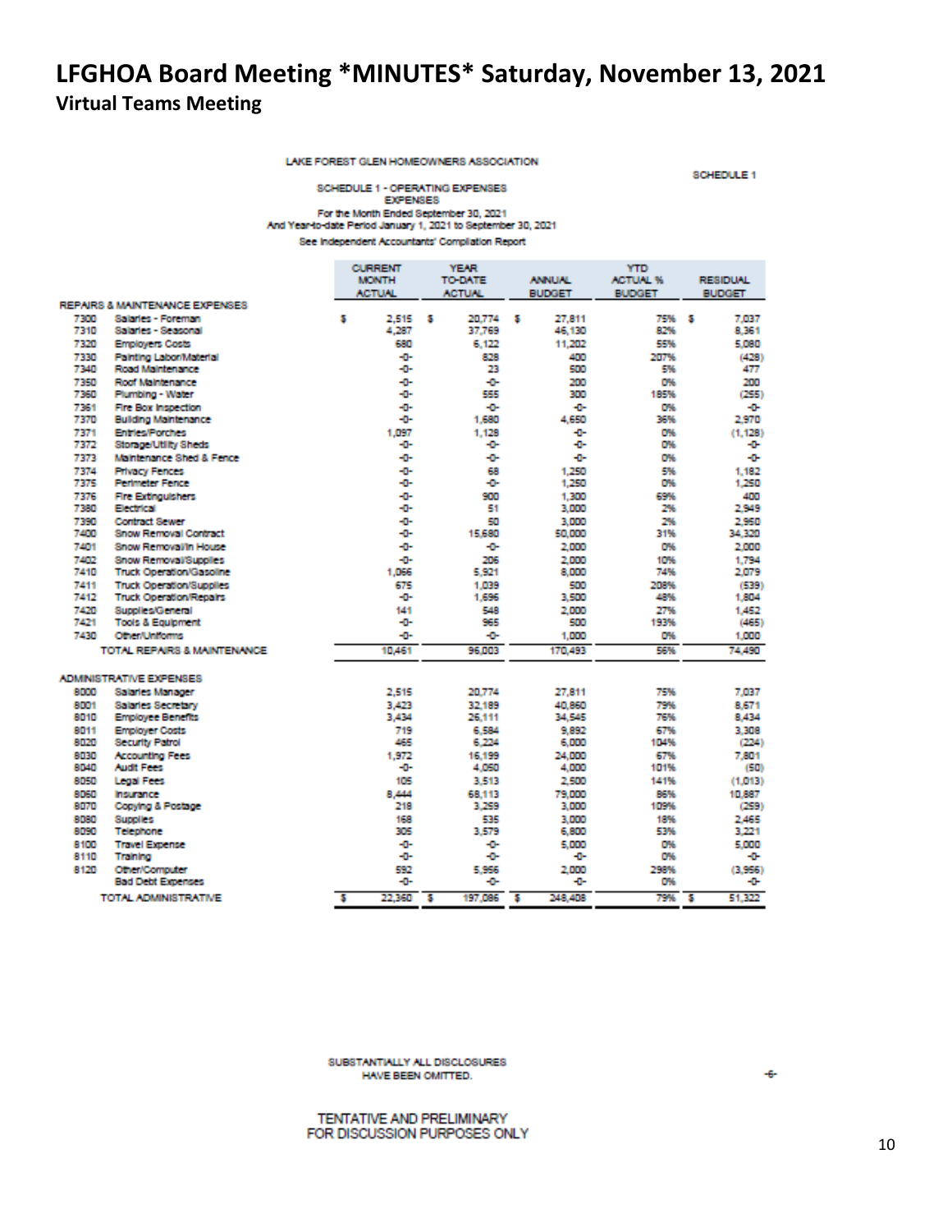# LFGHOA Board Meeting *MINUTES* Saturday, November 13, 2021
## Virtual Teams Meeting

LAKE FOREST GLEN HOMEOWNERS ASSOCIATION

SCHEDULE 1

SCHEDULE 1 - OPERATING EXPENSES
EXPENSES
For the Month Ended September 30, 2021
And Year-to-date Period January 1, 2021 to September 30, 2021
See Independent Accountants' Compilation Report

| | | CURRENT MONTH ACTUAL | YEAR TO-DATE ACTUAL | ANNUAL BUDGET | YTD ACTUAL % BUDGET | RESIDUAL BUDGET |
|---|---|---|---|---|---|---|
| **REPAIRS & MAINTENANCE EXPENSES** | | | | | | |
| 7300 | Salaries - Foreman | $ 2,515 | $ 20,774 | $ 27,811 | 75% | $ 7,037 |
| 7310 | Salaries - Seasonal | 4,287 | 37,769 | 46,130 | 82% | 8,361 |
| 7320 | Employers Costs | 680 | 6,122 | 11,202 | 55% | 5,080 |
| 7330 | Painting Labor/Material | -0- | 828 | 400 | 207% | (428) |
| 7340 | Road Maintenance | -0- | 23 | 500 | 5% | 477 |
| 7350 | Roof Maintenance | -0- | -0- | 200 | 0% | 200 |
| 7360 | Plumbing - Water | -0- | 555 | 300 | 185% | (255) |
| 7361 | Fire Box Inspection | -0- | -0- | -0- | 0% | -0- |
| 7370 | Building Maintenance | -0- | 1,680 | 4,650 | 36% | 2,970 |
| 7371 | Entries/Porches | 1,097 | 1,128 | -0- | 0% | (1,128) |
| 7372 | Storage/Utility Sheds | -0- | -0- | -0- | 0% | -0- |
| 7373 | Maintenance Shed & Fence | -0- | -0- | -0- | 0% | -0- |
| 7374 | Privacy Fences | -0- | 68 | 1,250 | 5% | 1,182 |
| 7375 | Perimeter Fence | -0- | -0- | 1,250 | 0% | 1,250 |
| 7376 | Fire Extinguishers | -0- | 900 | 1,300 | 69% | 400 |
| 7380 | Electrical | -0- | 51 | 3,000 | 2% | 2,949 |
| 7390 | Contract Sewer | -0- | 50 | 3,000 | 2% | 2,950 |
| 7400 | Snow Removal Contract | -0- | 15,680 | 50,000 | 31% | 34,320 |
| 7401 | Snow Removal/In House | -0- | -0- | 2,000 | 0% | 2,000 |
| 7402 | Snow Removal/Supplies | -0- | 206 | 2,000 | 10% | 1,794 |
| 7410 | Truck Operation/Gasoline | 1,066 | 5,921 | 8,000 | 74% | 2,079 |
| 7411 | Truck Operation/Supplies | 675 | 1,039 | 500 | 208% | (539) |
| 7412 | Truck Operation/Repairs | -0- | 1,696 | 3,500 | 48% | 1,804 |
| 7420 | Supplies/General | 141 | 548 | 2,000 | 27% | 1,452 |
| 7421 | Tools & Equipment | -0- | 965 | 500 | 193% | (465) |
| 7430 | Other/Uniforms | -0- | -0- | 1,000 | 0% | 1,000 |
| | TOTAL REPAIRS & MAINTENANCE | 10,461 | 96,003 | 170,493 | 56% | 74,490 |
| **ADMINISTRATIVE EXPENSES** | | | | | | |
| 8000 | Salaries Manager | 2,515 | 20,774 | 27,811 | 75% | 7,037 |
| 8001 | Salaries Secretary | 3,423 | 32,189 | 40,860 | 79% | 8,671 |
| 8010 | Employee Benefits | 3,434 | 26,111 | 34,545 | 76% | 8,434 |
| 8011 | Employer Costs | 719 | 6,584 | 9,892 | 67% | 3,308 |
| 8020 | Security Patrol | 465 | 6,224 | 6,000 | 104% | (224) |
| 8030 | Accounting Fees | 1,972 | 16,199 | 24,000 | 67% | 7,801 |
| 8040 | Audit Fees | -0- | 4,050 | 4,000 | 101% | (50) |
| 8050 | Legal Fees | 105 | 3,513 | 2,500 | 141% | (1,013) |
| 8060 | Insurance | 8,444 | 68,113 | 79,000 | 86% | 10,887 |
| 8070 | Copying & Postage | 218 | 3,259 | 3,000 | 109% | (259) |
| 8080 | Supplies | 168 | 535 | 3,000 | 18% | 2,465 |
| 8090 | Telephone | 305 | 3,579 | 6,800 | 53% | 3,221 |
| 8100 | Travel Expense | -0- | -0- | 5,000 | 0% | 5,000 |
| 8110 | Training | -0- | -0- | -0- | 0% | -0- |
| 8120 | Other/Computer | 592 | 5,956 | 2,000 | 298% | (3,956) |
| | Bad Debt Expenses | -0- | -0- | -0- | 0% | -0- |
| | TOTAL ADMINISTRATIVE | $ 22,360 | $ 197,086 | $ 248,408 | 79% | $ 51,322 |

SUBSTANTIALLY ALL DISCLOSURES HAVE BEEN OMITTED.

-6-

TENTATIVE AND PRELIMINARY
FOR DISCUSSION PURPOSES ONLY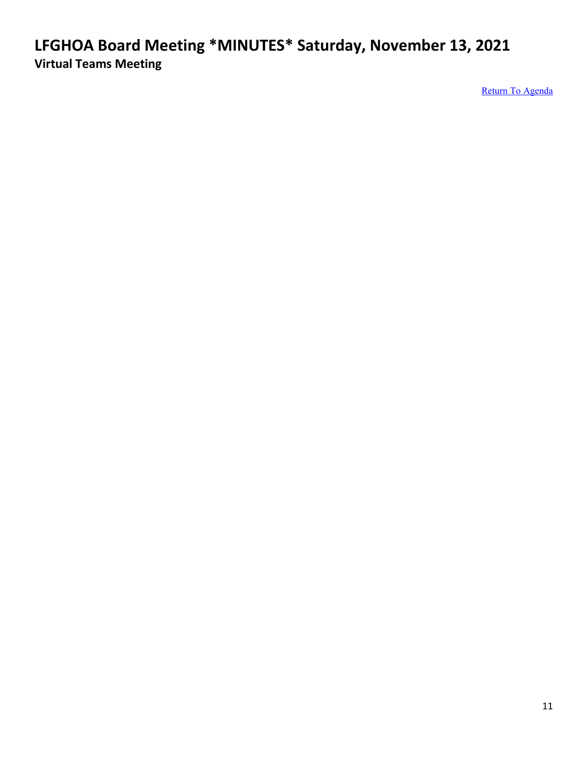# LFGHOA Board Meeting *MINUTES* Saturday, November 13, 2021

**Virtual Teams Meeting**

Return To Agenda